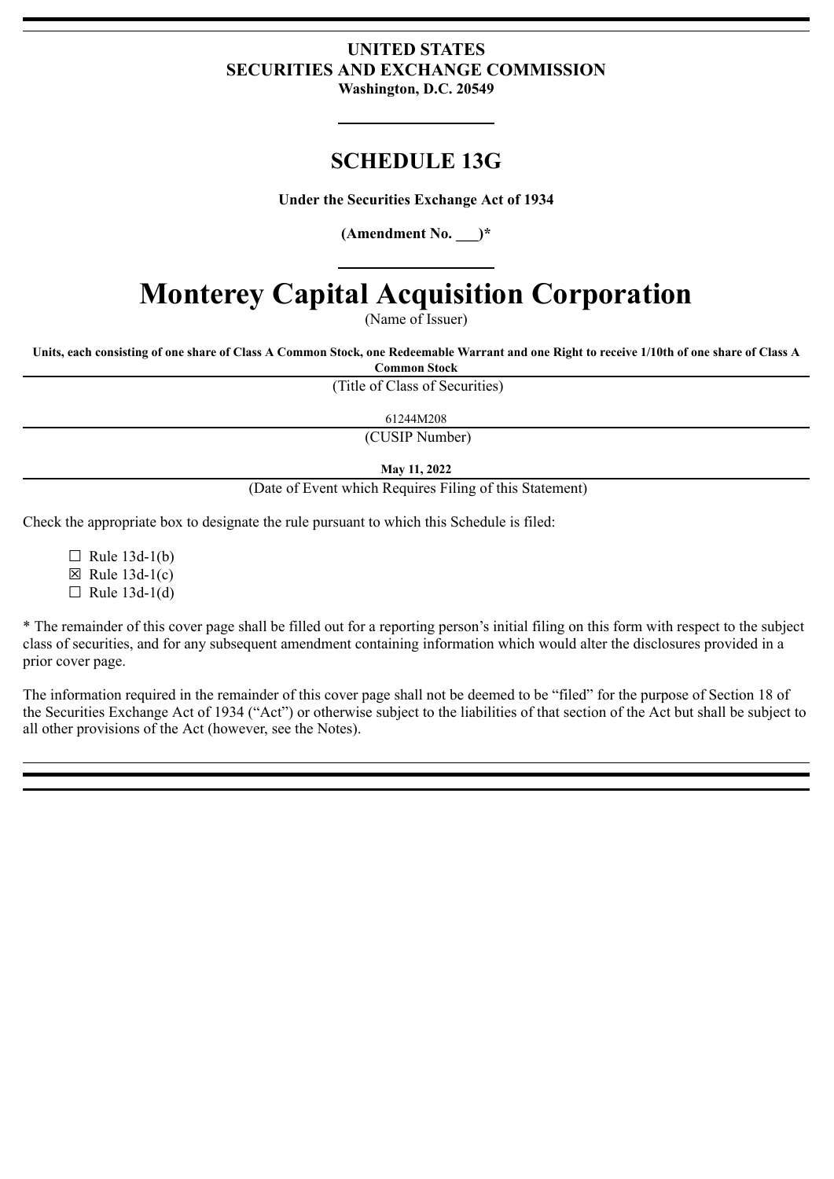**UNITED STATES**
**SECURITIES AND EXCHANGE COMMISSION**
**Washington, D.C. 20549**

## SCHEDULE 13G

**Under the Securities Exchange Act of 1934**

**(Amendment No. \_\_\_)\***

# Monterey Capital Acquisition Corporation

(Name of Issuer)

**Units, each consisting of one share of Class A Common Stock, one Redeemable Warrant and one Right to receive 1/10th of one share of Class A Common Stock**

(Title of Class of Securities)

61244M208

(CUSIP Number)

**May 11, 2022**

(Date of Event which Requires Filing of this Statement)

Check the appropriate box to designate the rule pursuant to which this Schedule is filed:

☐ Rule 13d-1(b)
☒ Rule 13d-1(c)
☐ Rule 13d-1(d)

* The remainder of this cover page shall be filled out for a reporting person's initial filing on this form with respect to the subject class of securities, and for any subsequent amendment containing information which would alter the disclosures provided in a prior cover page.

The information required in the remainder of this cover page shall not be deemed to be "filed" for the purpose of Section 18 of the Securities Exchange Act of 1934 ("Act") or otherwise subject to the liabilities of that section of the Act but shall be subject to all other provisions of the Act (however, see the Notes).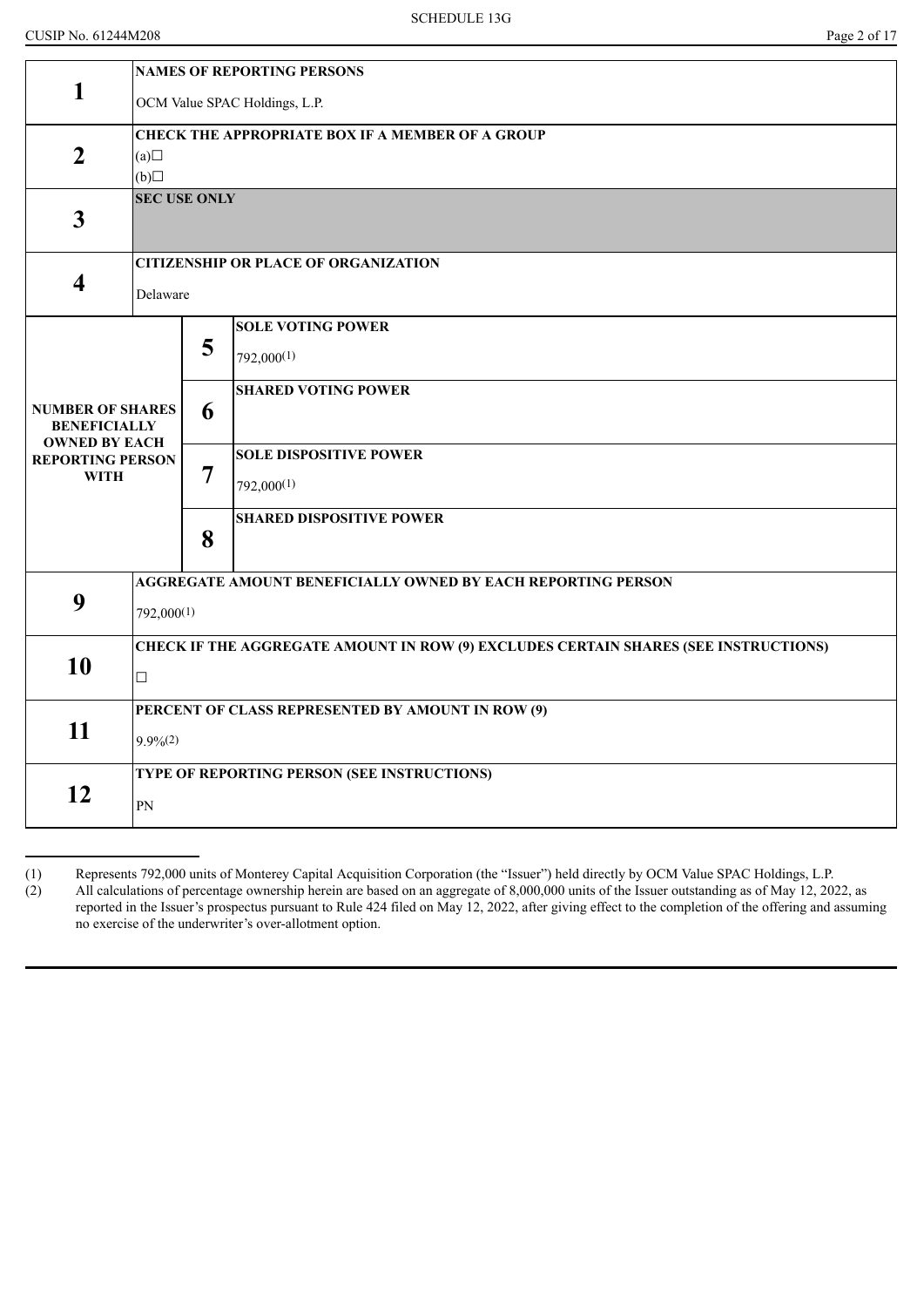SCHEDULE 13G

CUSIP No. 61244M208

| | | | |
|---|---|---|---|
| **1** | **NAMES OF REPORTING PERSONS**<br>OCM Value SPAC Holdings, L.P. | | |
| **2** | **CHECK THE APPROPRIATE BOX IF A MEMBER OF A GROUP**<br>(a)☐<br>(b)☐ | | |
| **3** | **SEC USE ONLY** | | |
| **4** | **CITIZENSHIP OR PLACE OF ORGANIZATION**<br>Delaware | | |
| **NUMBER OF SHARES BENEFICIALLY OWNED BY EACH REPORTING PERSON WITH** | **5** | **SOLE VOTING POWER**<br>792,000(1) | |
| | **6** | **SHARED VOTING POWER** | |
| | **7** | **SOLE DISPOSITIVE POWER**<br>792,000(1) | |
| | **8** | **SHARED DISPOSITIVE POWER** | |
| **9** | **AGGREGATE AMOUNT BENEFICIALLY OWNED BY EACH REPORTING PERSON**<br>792,000(1) | | |
| **10** | **CHECK IF THE AGGREGATE AMOUNT IN ROW (9) EXCLUDES CERTAIN SHARES (SEE INSTRUCTIONS)**<br>☐ | | |
| **11** | **PERCENT OF CLASS REPRESENTED BY AMOUNT IN ROW (9)**<br>9.9%(2) | | |
| **12** | **TYPE OF REPORTING PERSON (SEE INSTRUCTIONS)**<br>PN | | |

(1) Represents 792,000 units of Monterey Capital Acquisition Corporation (the "Issuer") held directly by OCM Value SPAC Holdings, L.P.

(2) All calculations of percentage ownership herein are based on an aggregate of 8,000,000 units of the Issuer outstanding as of May 12, 2022, as reported in the Issuer's prospectus pursuant to Rule 424 filed on May 12, 2022, after giving effect to the completion of the offering and assuming no exercise of the underwriter's over-allotment option.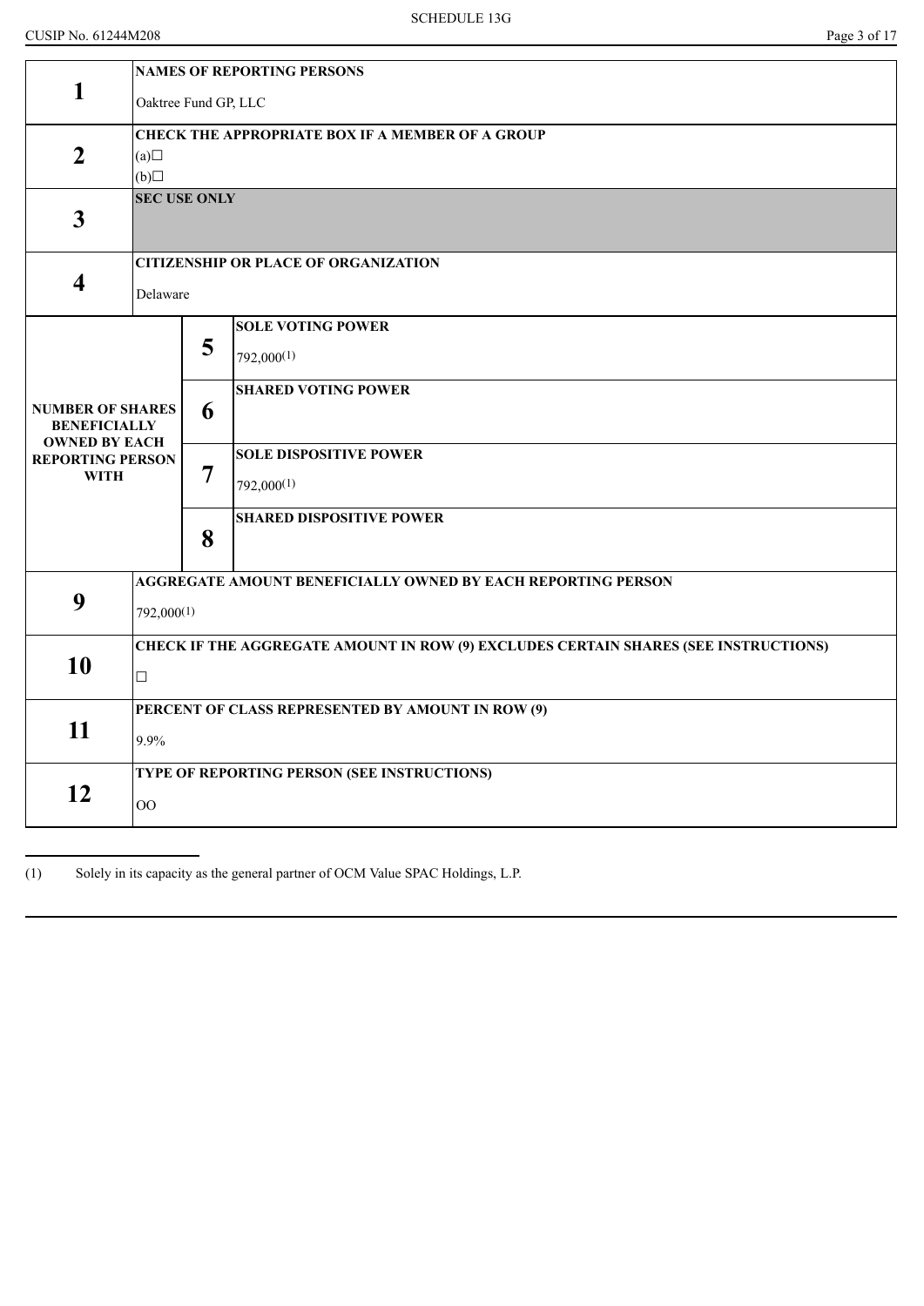SCHEDULE 13G

CUSIP No. 61244M208

| | | | |
|---|---|---|---|
| **1** | **NAMES OF REPORTING PERSONS**<br>Oaktree Fund GP, LLC | | |
| **2** | **CHECK THE APPROPRIATE BOX IF A MEMBER OF A GROUP**<br>(a)☐<br>(b)☐ | | |
| **3** | **SEC USE ONLY** | | |
| **4** | **CITIZENSHIP OR PLACE OF ORGANIZATION**<br>Delaware | | |
| **NUMBER OF SHARES BENEFICIALLY OWNED BY EACH REPORTING PERSON WITH** | **5** | **SOLE VOTING POWER**<br>792,000[(1)] | |
| | **6** | **SHARED VOTING POWER** | |
| | **7** | **SOLE DISPOSITIVE POWER**<br>792,000[(1)] | |
| | **8** | **SHARED DISPOSITIVE POWER** | |
| **9** | **AGGREGATE AMOUNT BENEFICIALLY OWNED BY EACH REPORTING PERSON**<br>792,000[(1)] | | |
| **10** | **CHECK IF THE AGGREGATE AMOUNT IN ROW (9) EXCLUDES CERTAIN SHARES (SEE INSTRUCTIONS)**<br>☐ | | |
| **11** | **PERCENT OF CLASS REPRESENTED BY AMOUNT IN ROW (9)**<br>9.9% | | |
| **12** | **TYPE OF REPORTING PERSON (SEE INSTRUCTIONS)**<br>OO | | |

(1) Solely in its capacity as the general partner of OCM Value SPAC Holdings, L.P.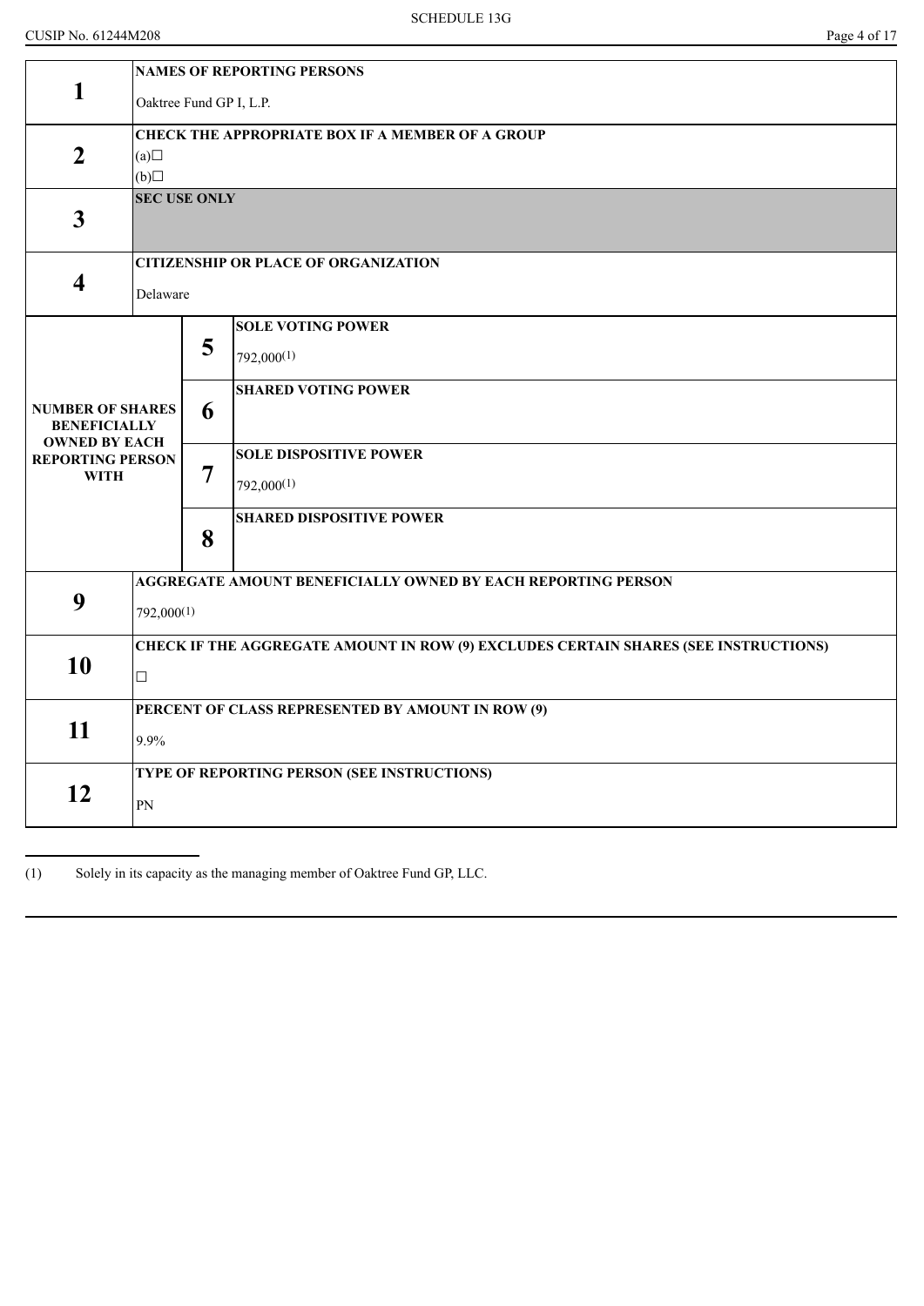SCHEDULE 13G

CUSIP No. 61244M208

| | | | |
|---|---|---|---|
| **1** | **NAMES OF REPORTING PERSONS**<br>Oaktree Fund GP I, L.P. | | |
| **2** | **CHECK THE APPROPRIATE BOX IF A MEMBER OF A GROUP**<br>(a)☐<br>(b)☐ | | |
| **3** | **SEC USE ONLY** | | |
| **4** | **CITIZENSHIP OR PLACE OF ORGANIZATION**<br>Delaware | | |
| **NUMBER OF SHARES BENEFICIALLY OWNED BY EACH REPORTING PERSON WITH** | **5** | **SOLE VOTING POWER**<br>792,000[(1)] | |
| | **6** | **SHARED VOTING POWER** | |
| | **7** | **SOLE DISPOSITIVE POWER**<br>792,000[(1)] | |
| | **8** | **SHARED DISPOSITIVE POWER** | |
| **9** | **AGGREGATE AMOUNT BENEFICIALLY OWNED BY EACH REPORTING PERSON**<br>792,000[(1)] | | |
| **10** | **CHECK IF THE AGGREGATE AMOUNT IN ROW (9) EXCLUDES CERTAIN SHARES (SEE INSTRUCTIONS)**<br>☐ | | |
| **11** | **PERCENT OF CLASS REPRESENTED BY AMOUNT IN ROW (9)**<br>9.9% | | |
| **12** | **TYPE OF REPORTING PERSON (SEE INSTRUCTIONS)**<br>PN | | |

(1) Solely in its capacity as the managing member of Oaktree Fund GP, LLC.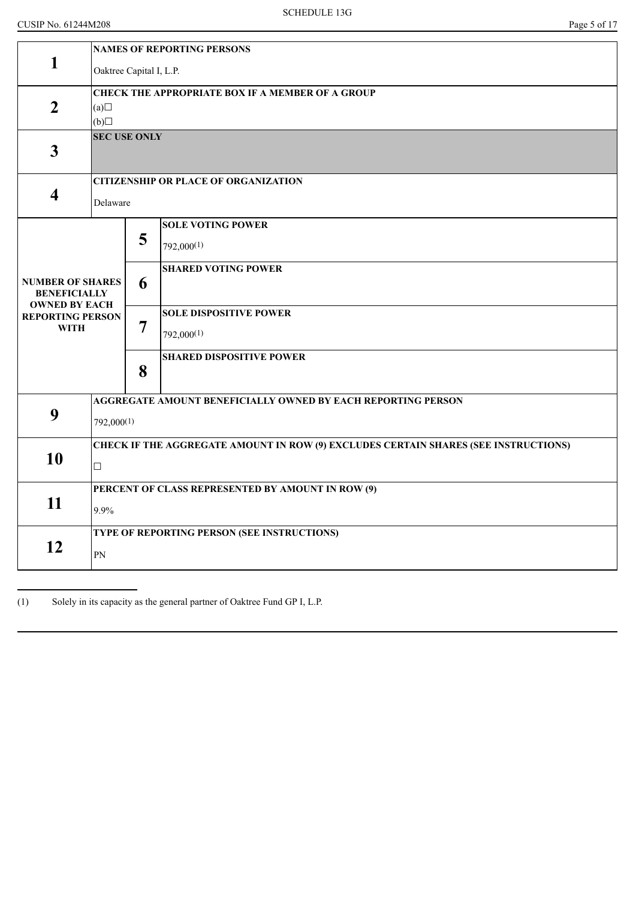CUSIP No. 61244M208

| | | | |
|---|---|---|---|
| **1** | **NAMES OF REPORTING PERSONS**<br><br>Oaktree Capital I, L.P. | | |
| **2** | **CHECK THE APPROPRIATE BOX IF A MEMBER OF A GROUP**<br>(a)☐<br>(b)☐ | | |
| **3** | **SEC USE ONLY** | | |
| **4** | **CITIZENSHIP OR PLACE OF ORGANIZATION**<br><br>Delaware | | |
| **NUMBER OF SHARES BENEFICIALLY OWNED BY EACH REPORTING PERSON WITH** | **5** | **SOLE VOTING POWER**<br><br>792,000(1) | |
| | **6** | **SHARED VOTING POWER** | |
| | **7** | **SOLE DISPOSITIVE POWER**<br><br>792,000(1) | |
| | **8** | **SHARED DISPOSITIVE POWER** | |
| **9** | **AGGREGATE AMOUNT BENEFICIALLY OWNED BY EACH REPORTING PERSON**<br><br>792,000(1) | | |
| **10** | **CHECK IF THE AGGREGATE AMOUNT IN ROW (9) EXCLUDES CERTAIN SHARES (SEE INSTRUCTIONS)**<br><br>☐ | | |
| **11** | **PERCENT OF CLASS REPRESENTED BY AMOUNT IN ROW (9)**<br><br>9.9% | | |
| **12** | **TYPE OF REPORTING PERSON (SEE INSTRUCTIONS)**<br><br>PN | | |

(1) Solely in its capacity as the general partner of Oaktree Fund GP I, L.P.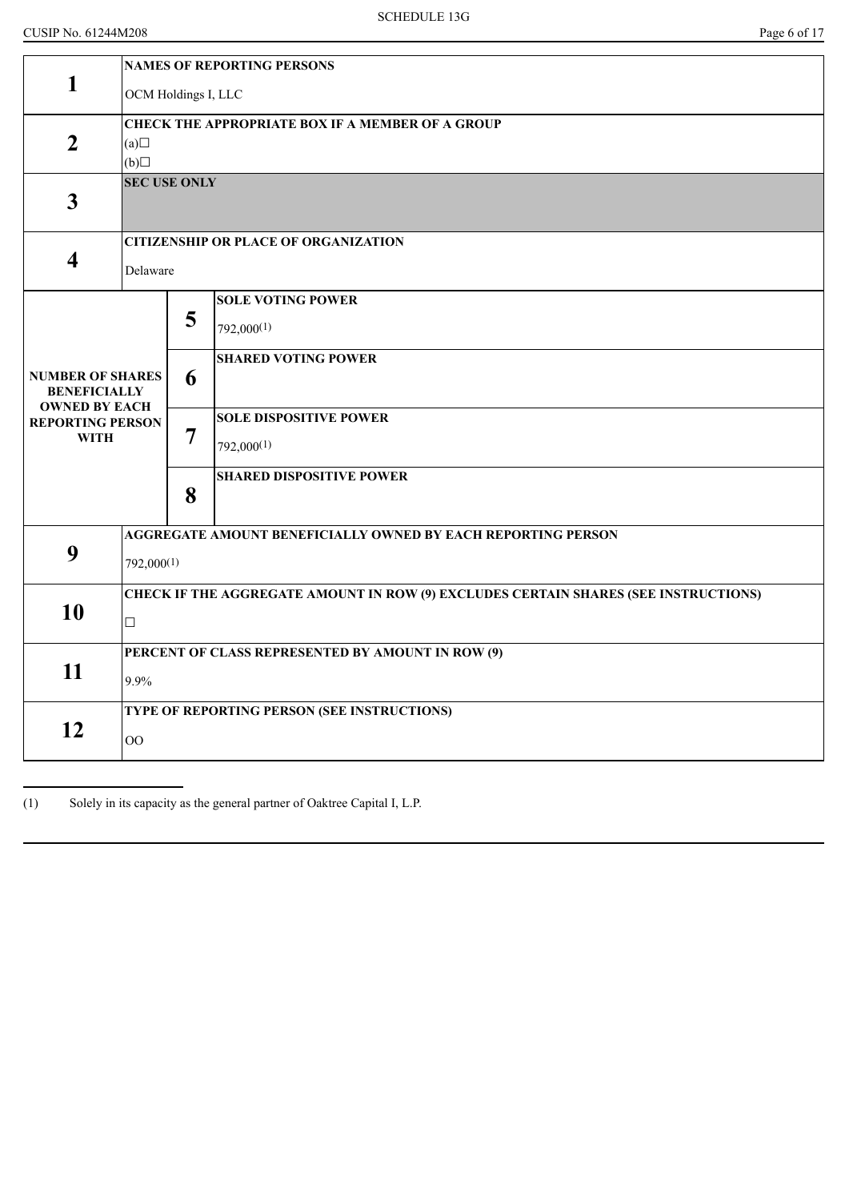| | | | |
|---|---|---|---|
| **1** | **NAMES OF REPORTING PERSONS**<br>OCM Holdings I, LLC | | |
| **2** | **CHECK THE APPROPRIATE BOX IF A MEMBER OF A GROUP**<br>(a)☐<br>(b)☐ | | |
| **3** | **SEC USE ONLY** | | |
| **4** | **CITIZENSHIP OR PLACE OF ORGANIZATION**<br>Delaware | | |
| **NUMBER OF SHARES BENEFICIALLY OWNED BY EACH REPORTING PERSON WITH** | **5** | **SOLE VOTING POWER**<br>792,000(1) | |
| | **6** | **SHARED VOTING POWER** | |
| | **7** | **SOLE DISPOSITIVE POWER**<br>792,000(1) | |
| | **8** | **SHARED DISPOSITIVE POWER** | |
| **9** | **AGGREGATE AMOUNT BENEFICIALLY OWNED BY EACH REPORTING PERSON**<br>792,000(1) | | |
| **10** | **CHECK IF THE AGGREGATE AMOUNT IN ROW (9) EXCLUDES CERTAIN SHARES (SEE INSTRUCTIONS)**<br>☐ | | |
| **11** | **PERCENT OF CLASS REPRESENTED BY AMOUNT IN ROW (9)**<br>9.9% | | |
| **12** | **TYPE OF REPORTING PERSON (SEE INSTRUCTIONS)**<br>OO | | |

(1) Solely in its capacity as the general partner of Oaktree Capital I, L.P.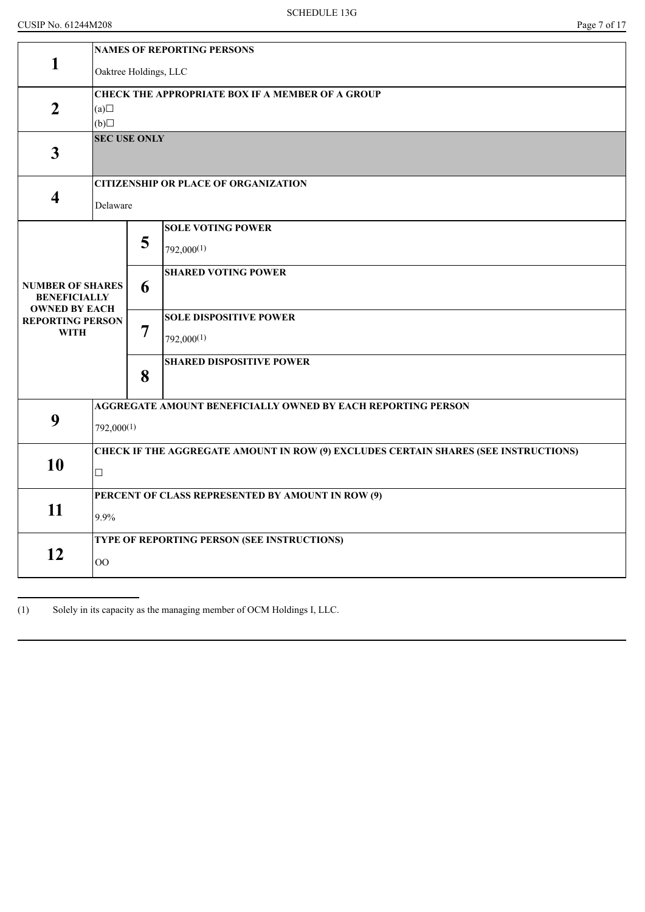SCHEDULE 13G

CUSIP No. 61244M208

| | | | |
|---|---|---|---|
| **1** | **NAMES OF REPORTING PERSONS**<br>Oaktree Holdings, LLC | | |
| **2** | **CHECK THE APPROPRIATE BOX IF A MEMBER OF A GROUP**<br>(a)☐<br>(b)☐ | | |
| **3** | **SEC USE ONLY** | | |
| **4** | **CITIZENSHIP OR PLACE OF ORGANIZATION**<br>Delaware | | |
| **NUMBER OF SHARES BENEFICIALLY OWNED BY EACH REPORTING PERSON WITH** | **5** | **SOLE VOTING POWER**<br>792,000[(1)] | |
| | **6** | **SHARED VOTING POWER** | |
| | **7** | **SOLE DISPOSITIVE POWER**<br>792,000[(1)] | |
| | **8** | **SHARED DISPOSITIVE POWER** | |
| **9** | **AGGREGATE AMOUNT BENEFICIALLY OWNED BY EACH REPORTING PERSON**<br>792,000[(1)] | | |
| **10** | **CHECK IF THE AGGREGATE AMOUNT IN ROW (9) EXCLUDES CERTAIN SHARES (SEE INSTRUCTIONS)**<br>☐ | | |
| **11** | **PERCENT OF CLASS REPRESENTED BY AMOUNT IN ROW (9)**<br>9.9% | | |
| **12** | **TYPE OF REPORTING PERSON (SEE INSTRUCTIONS)**<br>OO | | |

(1) Solely in its capacity as the managing member of OCM Holdings I, LLC.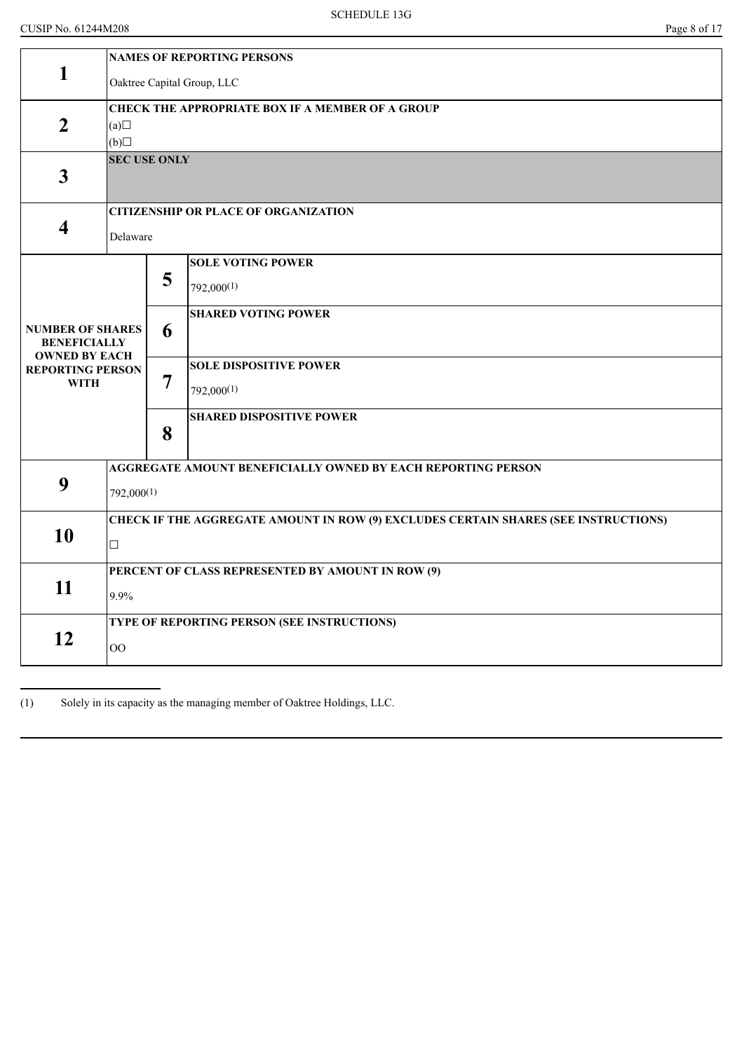CUSIP No. 61244M208

| | | | |
|---|---|---|---|
| **1** | **NAMES OF REPORTING PERSONS**<br>Oaktree Capital Group, LLC | | |
| **2** | **CHECK THE APPROPRIATE BOX IF A MEMBER OF A GROUP**<br>(a)☐<br>(b)☐ | | |
| **3** | **SEC USE ONLY** | | |
| **4** | **CITIZENSHIP OR PLACE OF ORGANIZATION**<br>Delaware | | |
| **NUMBER OF SHARES BENEFICIALLY OWNED BY EACH REPORTING PERSON WITH** | **5** | **SOLE VOTING POWER**<br>792,000[(1)] | |
| | **6** | **SHARED VOTING POWER** | |
| | **7** | **SOLE DISPOSITIVE POWER**<br>792,000[(1)] | |
| | **8** | **SHARED DISPOSITIVE POWER** | |
| **9** | **AGGREGATE AMOUNT BENEFICIALLY OWNED BY EACH REPORTING PERSON**<br>792,000[(1)] | | |
| **10** | **CHECK IF THE AGGREGATE AMOUNT IN ROW (9) EXCLUDES CERTAIN SHARES (SEE INSTRUCTIONS)**<br>☐ | | |
| **11** | **PERCENT OF CLASS REPRESENTED BY AMOUNT IN ROW (9)**<br>9.9% | | |
| **12** | **TYPE OF REPORTING PERSON (SEE INSTRUCTIONS)**<br>OO | | |

(1) Solely in its capacity as the managing member of Oaktree Holdings, LLC.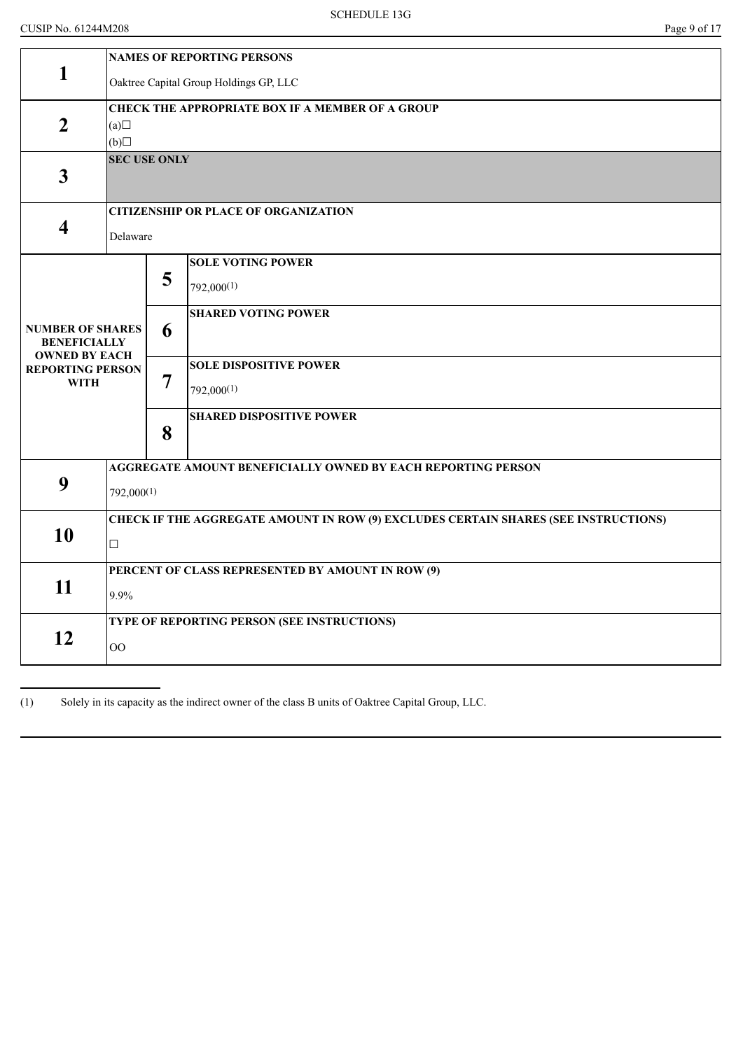SCHEDULE 13G

CUSIP No. 61244M208

| | | | |
|---|---|---|---|
| 1 | **NAMES OF REPORTING PERSONS**<br>Oaktree Capital Group Holdings GP, LLC | | |
| 2 | **CHECK THE APPROPRIATE BOX IF A MEMBER OF A GROUP**<br>(a)☐<br>(b)☐ | | |
| 3 | **SEC USE ONLY** | | |
| 4 | **CITIZENSHIP OR PLACE OF ORGANIZATION**<br>Delaware | | |
| **NUMBER OF SHARES BENEFICIALLY OWNED BY EACH REPORTING PERSON WITH** | 5 | **SOLE VOTING POWER**<br>792,000[(1)] | |
| | 6 | **SHARED VOTING POWER** | |
| | 7 | **SOLE DISPOSITIVE POWER**<br>792,000[(1)] | |
| | 8 | **SHARED DISPOSITIVE POWER** | |
| 9 | **AGGREGATE AMOUNT BENEFICIALLY OWNED BY EACH REPORTING PERSON**<br>792,000[(1)] | | |
| 10 | **CHECK IF THE AGGREGATE AMOUNT IN ROW (9) EXCLUDES CERTAIN SHARES (SEE INSTRUCTIONS)**<br>☐ | | |
| 11 | **PERCENT OF CLASS REPRESENTED BY AMOUNT IN ROW (9)**<br>9.9% | | |
| 12 | **TYPE OF REPORTING PERSON (SEE INSTRUCTIONS)**<br>OO | | |

(1) Solely in its capacity as the indirect owner of the class B units of Oaktree Capital Group, LLC.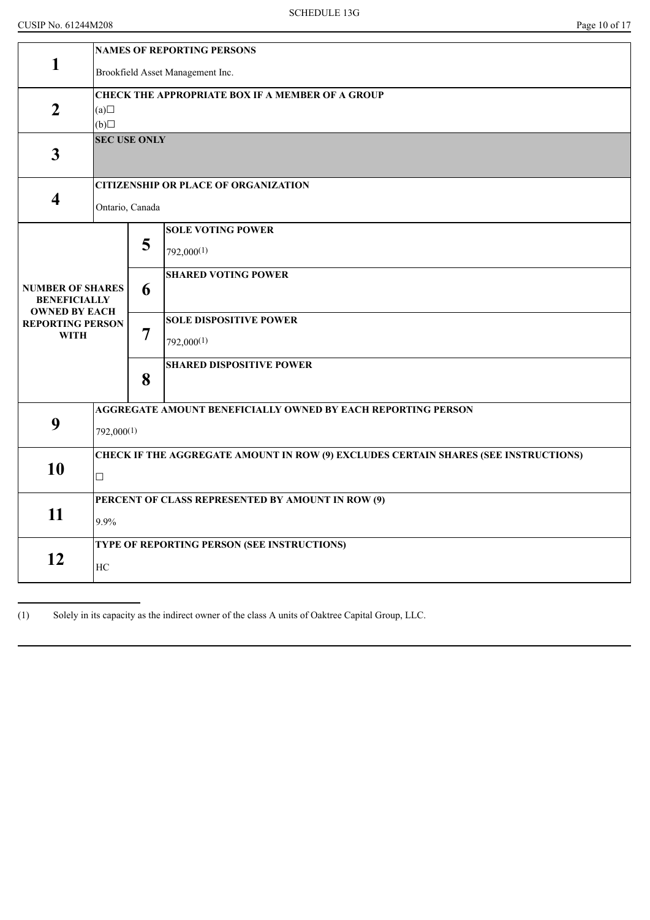SCHEDULE 13G

CUSIP No. 61244M208

| | | | |
|---|---|---|---|
| **1** | **NAMES OF REPORTING PERSONS**<br>Brookfield Asset Management Inc. | | |
| **2** | **CHECK THE APPROPRIATE BOX IF A MEMBER OF A GROUP**<br>(a)☐<br>(b)☐ | | |
| **3** | **SEC USE ONLY** | | |
| **4** | **CITIZENSHIP OR PLACE OF ORGANIZATION**<br>Ontario, Canada | | |
| **NUMBER OF SHARES BENEFICIALLY OWNED BY EACH REPORTING PERSON WITH** | | **5** | **SOLE VOTING POWER**<br>792,000(1) |
| | | **6** | **SHARED VOTING POWER** |
| | | **7** | **SOLE DISPOSITIVE POWER**<br>792,000(1) |
| | | **8** | **SHARED DISPOSITIVE POWER** |
| **9** | **AGGREGATE AMOUNT BENEFICIALLY OWNED BY EACH REPORTING PERSON**<br>792,000(1) | | |
| **10** | **CHECK IF THE AGGREGATE AMOUNT IN ROW (9) EXCLUDES CERTAIN SHARES (SEE INSTRUCTIONS)**<br>☐ | | |
| **11** | **PERCENT OF CLASS REPRESENTED BY AMOUNT IN ROW (9)**<br>9.9% | | |
| **12** | **TYPE OF REPORTING PERSON (SEE INSTRUCTIONS)**<br>HC | | |

(1) Solely in its capacity as the indirect owner of the class A units of Oaktree Capital Group, LLC.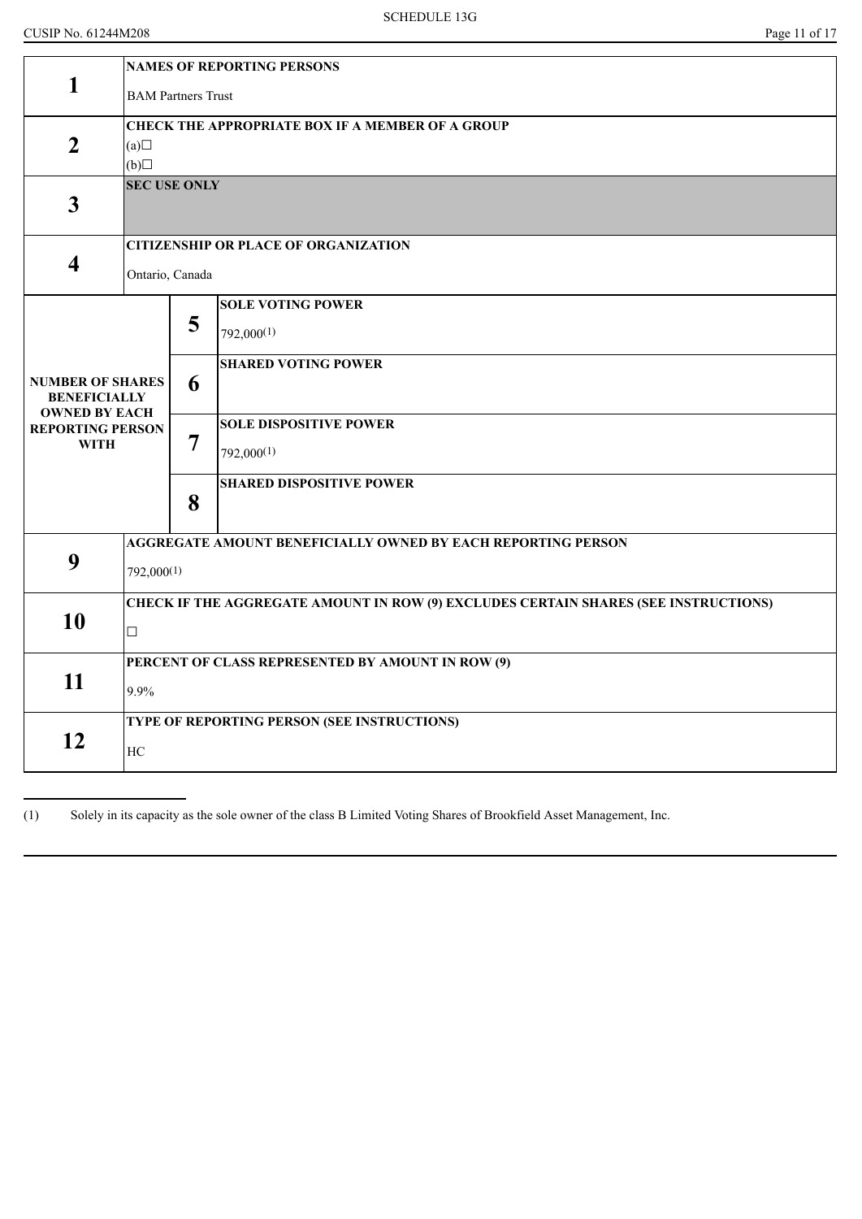SCHEDULE 13G

CUSIP No. 61244M208

| | | | |
|---|---|---|---|
| **1** | **NAMES OF REPORTING PERSONS**<br>BAM Partners Trust | | |
| **2** | **CHECK THE APPROPRIATE BOX IF A MEMBER OF A GROUP**<br>(a)☐<br>(b)☐ | | |
| **3** | **SEC USE ONLY** | | |
| **4** | **CITIZENSHIP OR PLACE OF ORGANIZATION**<br>Ontario, Canada | | |
| **NUMBER OF SHARES BENEFICIALLY OWNED BY EACH REPORTING PERSON WITH** | **5** | **SOLE VOTING POWER**<br>792,000[(1)] | |
| | **6** | **SHARED VOTING POWER** | |
| | **7** | **SOLE DISPOSITIVE POWER**<br>792,000[(1)] | |
| | **8** | **SHARED DISPOSITIVE POWER** | |
| **9** | **AGGREGATE AMOUNT BENEFICIALLY OWNED BY EACH REPORTING PERSON**<br>792,000[(1)] | | |
| **10** | **CHECK IF THE AGGREGATE AMOUNT IN ROW (9) EXCLUDES CERTAIN SHARES (SEE INSTRUCTIONS)**<br>☐ | | |
| **11** | **PERCENT OF CLASS REPRESENTED BY AMOUNT IN ROW (9)**<br>9.9% | | |
| **12** | **TYPE OF REPORTING PERSON (SEE INSTRUCTIONS)**<br>HC | | |

(1) Solely in its capacity as the sole owner of the class B Limited Voting Shares of Brookfield Asset Management, Inc.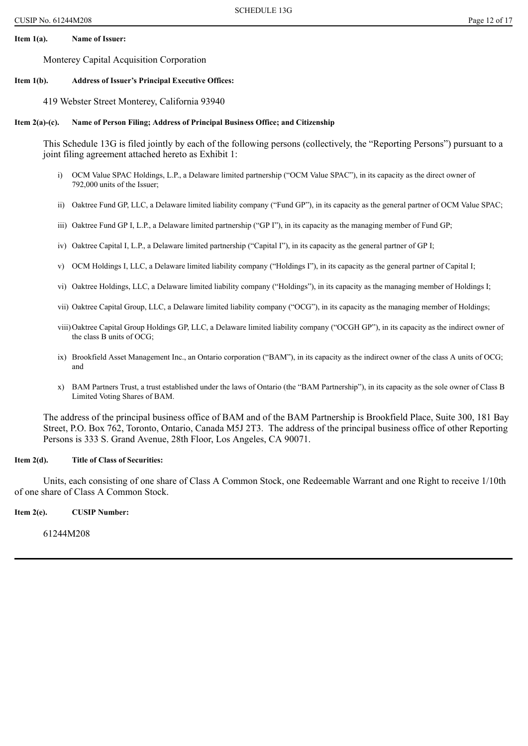**Item 1(a). Name of Issuer:**

Monterey Capital Acquisition Corporation

**Item 1(b). Address of Issuer's Principal Executive Offices:**

419 Webster Street Monterey, California 93940

**Item 2(a)-(c). Name of Person Filing; Address of Principal Business Office; and Citizenship**

This Schedule 13G is filed jointly by each of the following persons (collectively, the "Reporting Persons") pursuant to a joint filing agreement attached hereto as Exhibit 1:

i) OCM Value SPAC Holdings, L.P., a Delaware limited partnership ("OCM Value SPAC"), in its capacity as the direct owner of 792,000 units of the Issuer;

ii) Oaktree Fund GP, LLC, a Delaware limited liability company ("Fund GP"), in its capacity as the general partner of OCM Value SPAC;

iii) Oaktree Fund GP I, L.P., a Delaware limited partnership ("GP I"), in its capacity as the managing member of Fund GP;

iv) Oaktree Capital I, L.P., a Delaware limited partnership ("Capital I"), in its capacity as the general partner of GP I;

v) OCM Holdings I, LLC, a Delaware limited liability company ("Holdings I"), in its capacity as the general partner of Capital I;

vi) Oaktree Holdings, LLC, a Delaware limited liability company ("Holdings"), in its capacity as the managing member of Holdings I;

vii) Oaktree Capital Group, LLC, a Delaware limited liability company ("OCG"), in its capacity as the managing member of Holdings;

viii) Oaktree Capital Group Holdings GP, LLC, a Delaware limited liability company ("OCGH GP"), in its capacity as the indirect owner of the class B units of OCG;

ix) Brookfield Asset Management Inc., an Ontario corporation ("BAM"), in its capacity as the indirect owner of the class A units of OCG; and

x) BAM Partners Trust, a trust established under the laws of Ontario (the "BAM Partnership"), in its capacity as the sole owner of Class B Limited Voting Shares of BAM.

The address of the principal business office of BAM and of the BAM Partnership is Brookfield Place, Suite 300, 181 Bay Street, P.O. Box 762, Toronto, Ontario, Canada M5J 2T3. The address of the principal business office of other Reporting Persons is 333 S. Grand Avenue, 28th Floor, Los Angeles, CA 90071.

**Item 2(d). Title of Class of Securities:**

Units, each consisting of one share of Class A Common Stock, one Redeemable Warrant and one Right to receive 1/10th of one share of Class A Common Stock.

**Item 2(e). CUSIP Number:**

61244M208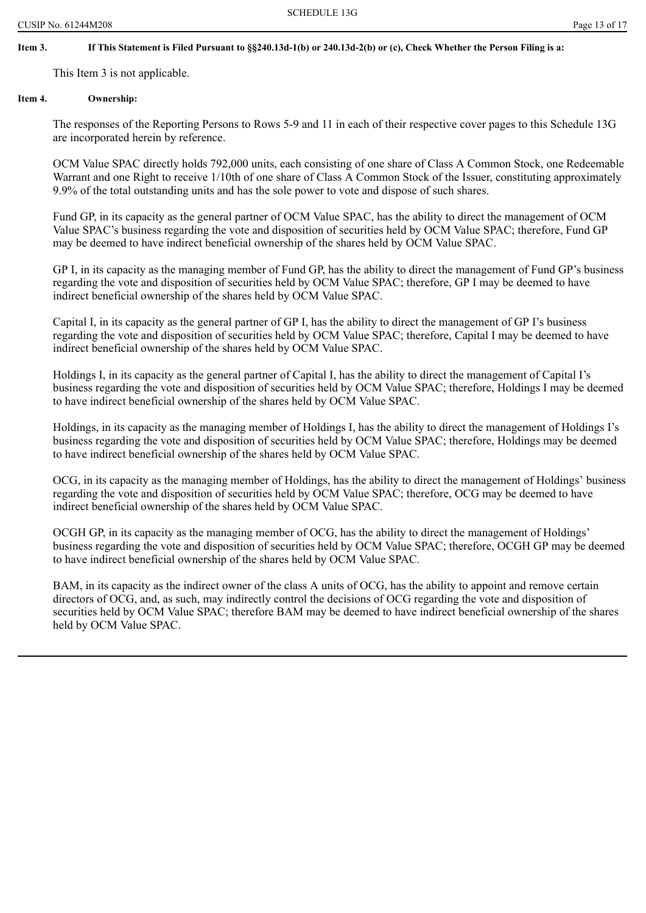**Item 3. If This Statement is Filed Pursuant to §§240.13d-1(b) or 240.13d-2(b) or (c), Check Whether the Person Filing is a:**

This Item 3 is not applicable.

**Item 4. Ownership:**

The responses of the Reporting Persons to Rows 5-9 and 11 in each of their respective cover pages to this Schedule 13G are incorporated herein by reference.

OCM Value SPAC directly holds 792,000 units, each consisting of one share of Class A Common Stock, one Redeemable Warrant and one Right to receive 1/10th of one share of Class A Common Stock of the Issuer, constituting approximately 9.9% of the total outstanding units and has the sole power to vote and dispose of such shares.

Fund GP, in its capacity as the general partner of OCM Value SPAC, has the ability to direct the management of OCM Value SPAC's business regarding the vote and disposition of securities held by OCM Value SPAC; therefore, Fund GP may be deemed to have indirect beneficial ownership of the shares held by OCM Value SPAC.

GP I, in its capacity as the managing member of Fund GP, has the ability to direct the management of Fund GP's business regarding the vote and disposition of securities held by OCM Value SPAC; therefore, GP I may be deemed to have indirect beneficial ownership of the shares held by OCM Value SPAC.

Capital I, in its capacity as the general partner of GP I, has the ability to direct the management of GP I's business regarding the vote and disposition of securities held by OCM Value SPAC; therefore, Capital I may be deemed to have indirect beneficial ownership of the shares held by OCM Value SPAC.

Holdings I, in its capacity as the general partner of Capital I, has the ability to direct the management of Capital I's business regarding the vote and disposition of securities held by OCM Value SPAC; therefore, Holdings I may be deemed to have indirect beneficial ownership of the shares held by OCM Value SPAC.

Holdings, in its capacity as the managing member of Holdings I, has the ability to direct the management of Holdings I's business regarding the vote and disposition of securities held by OCM Value SPAC; therefore, Holdings may be deemed to have indirect beneficial ownership of the shares held by OCM Value SPAC.

OCG, in its capacity as the managing member of Holdings, has the ability to direct the management of Holdings' business regarding the vote and disposition of securities held by OCM Value SPAC; therefore, OCG may be deemed to have indirect beneficial ownership of the shares held by OCM Value SPAC.

OCGH GP, in its capacity as the managing member of OCG, has the ability to direct the management of Holdings' business regarding the vote and disposition of securities held by OCM Value SPAC; therefore, OCGH GP may be deemed to have indirect beneficial ownership of the shares held by OCM Value SPAC.

BAM, in its capacity as the indirect owner of the class A units of OCG, has the ability to appoint and remove certain directors of OCG, and, as such, may indirectly control the decisions of OCG regarding the vote and disposition of securities held by OCM Value SPAC; therefore BAM may be deemed to have indirect beneficial ownership of the shares held by OCM Value SPAC.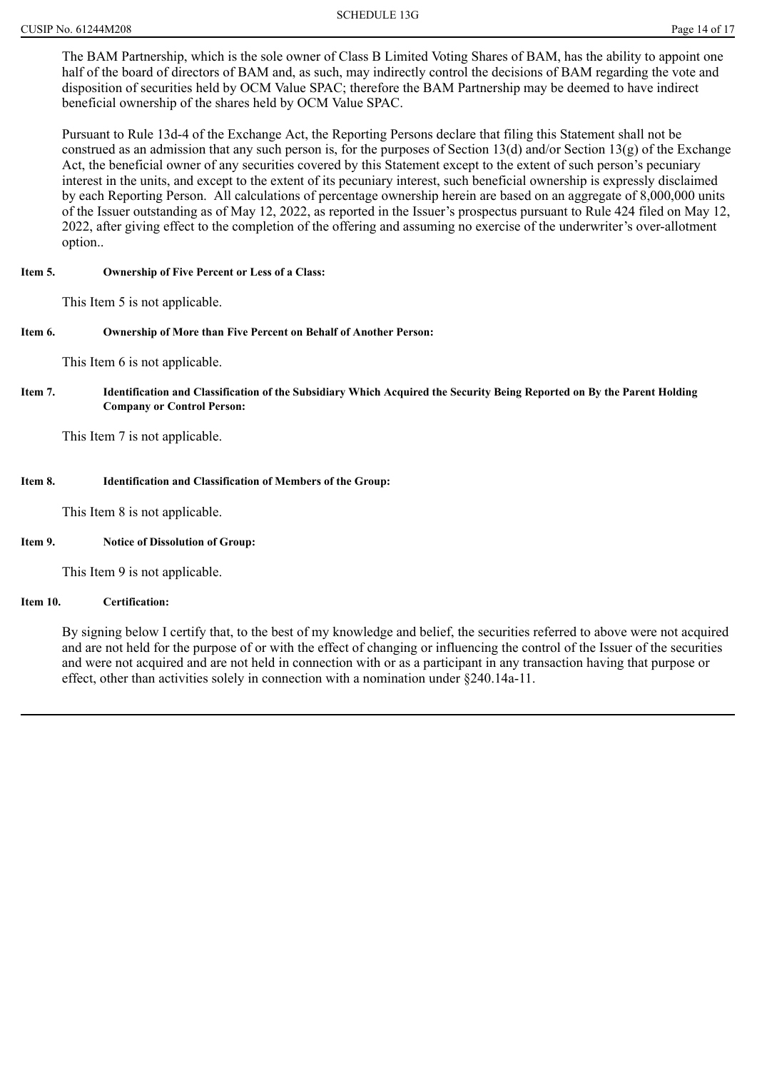The BAM Partnership, which is the sole owner of Class B Limited Voting Shares of BAM, has the ability to appoint one half of the board of directors of BAM and, as such, may indirectly control the decisions of BAM regarding the vote and disposition of securities held by OCM Value SPAC; therefore the BAM Partnership may be deemed to have indirect beneficial ownership of the shares held by OCM Value SPAC.

Pursuant to Rule 13d-4 of the Exchange Act, the Reporting Persons declare that filing this Statement shall not be construed as an admission that any such person is, for the purposes of Section 13(d) and/or Section 13(g) of the Exchange Act, the beneficial owner of any securities covered by this Statement except to the extent of such person's pecuniary interest in the units, and except to the extent of its pecuniary interest, such beneficial ownership is expressly disclaimed by each Reporting Person. All calculations of percentage ownership herein are based on an aggregate of 8,000,000 units of the Issuer outstanding as of May 12, 2022, as reported in the Issuer's prospectus pursuant to Rule 424 filed on May 12, 2022, after giving effect to the completion of the offering and assuming no exercise of the underwriter's over-allotment option..

**Item 5. Ownership of Five Percent or Less of a Class:**

This Item 5 is not applicable.

**Item 6. Ownership of More than Five Percent on Behalf of Another Person:**

This Item 6 is not applicable.

**Item 7. Identification and Classification of the Subsidiary Which Acquired the Security Being Reported on By the Parent Holding Company or Control Person:**

This Item 7 is not applicable.

**Item 8. Identification and Classification of Members of the Group:**

This Item 8 is not applicable.

**Item 9. Notice of Dissolution of Group:**

This Item 9 is not applicable.

**Item 10. Certification:**

By signing below I certify that, to the best of my knowledge and belief, the securities referred to above were not acquired and are not held for the purpose of or with the effect of changing or influencing the control of the Issuer of the securities and were not acquired and are not held in connection with or as a participant in any transaction having that purpose or effect, other than activities solely in connection with a nomination under §240.14a-11.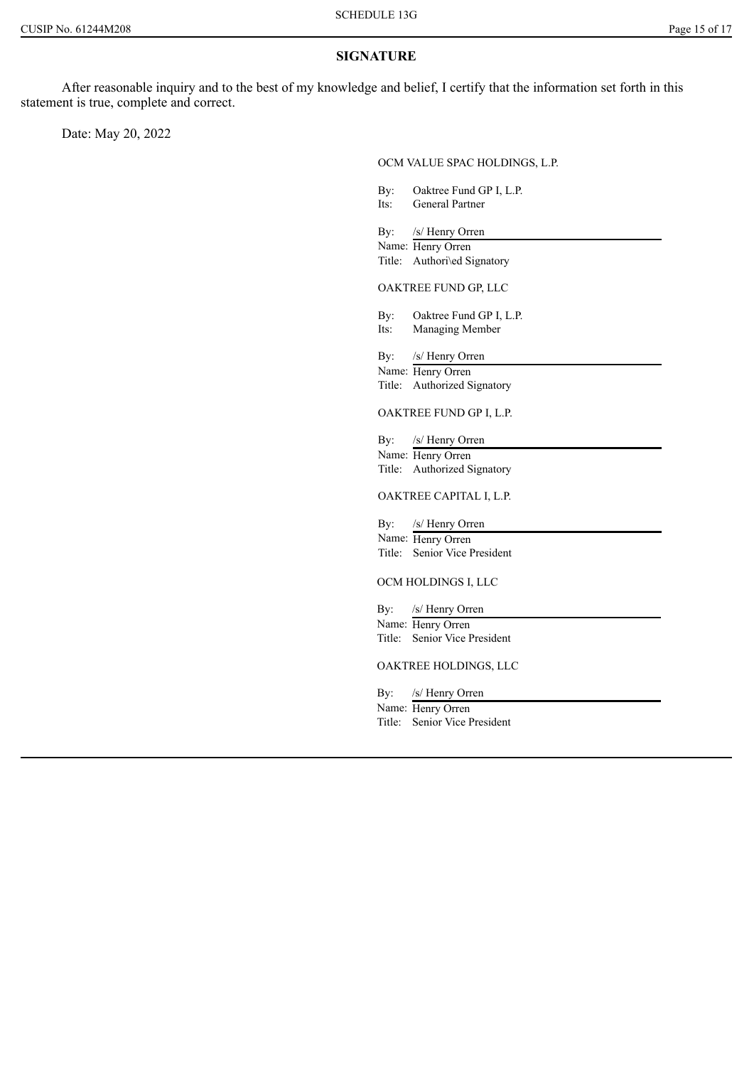## SIGNATURE

After reasonable inquiry and to the best of my knowledge and belief, I certify that the information set forth in this statement is true, complete and correct.

Date: May 20, 2022

OCM VALUE SPAC HOLDINGS, L.P.

By: Oaktree Fund GP I, L.P.
Its: General Partner

By: /s/ Henry Orren
Name: Henry Orren
Title: Authori\ed Signatory

OAKTREE FUND GP, LLC

By: Oaktree Fund GP I, L.P.
Its: Managing Member

By: /s/ Henry Orren
Name: Henry Orren
Title: Authorized Signatory

OAKTREE FUND GP I, L.P.

By: /s/ Henry Orren
Name: Henry Orren
Title: Authorized Signatory

OAKTREE CAPITAL I, L.P.

By: /s/ Henry Orren
Name: Henry Orren
Title: Senior Vice President

OCM HOLDINGS I, LLC

By: /s/ Henry Orren
Name: Henry Orren
Title: Senior Vice President

OAKTREE HOLDINGS, LLC

By: /s/ Henry Orren
Name: Henry Orren
Title: Senior Vice President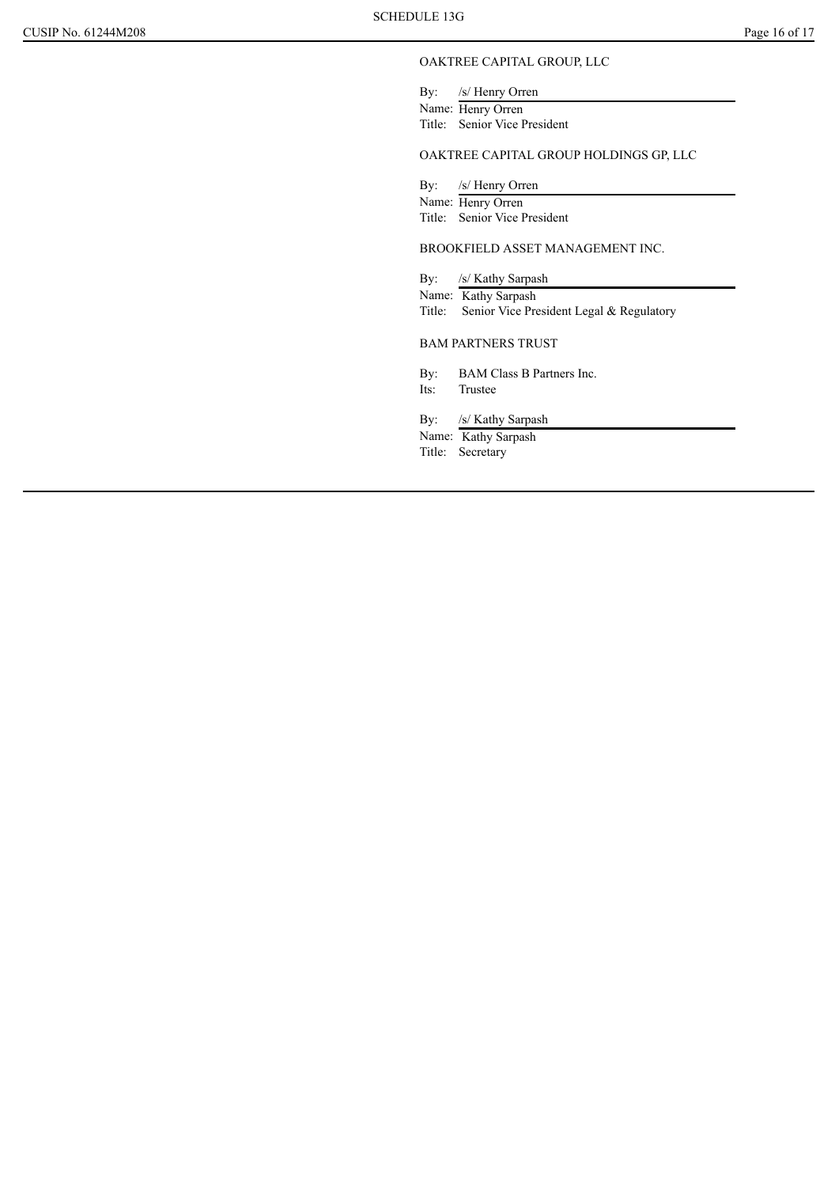OAKTREE CAPITAL GROUP, LLC

By: /s/ Henry Orren
Name: Henry Orren
Title: Senior Vice President

OAKTREE CAPITAL GROUP HOLDINGS GP, LLC

By: /s/ Henry Orren
Name: Henry Orren
Title: Senior Vice President

BROOKFIELD ASSET MANAGEMENT INC.

By: /s/ Kathy Sarpash
Name: Kathy Sarpash
Title: Senior Vice President Legal & Regulatory

BAM PARTNERS TRUST

By: BAM Class B Partners Inc.
Its: Trustee

By: /s/ Kathy Sarpash
Name: Kathy Sarpash
Title: Secretary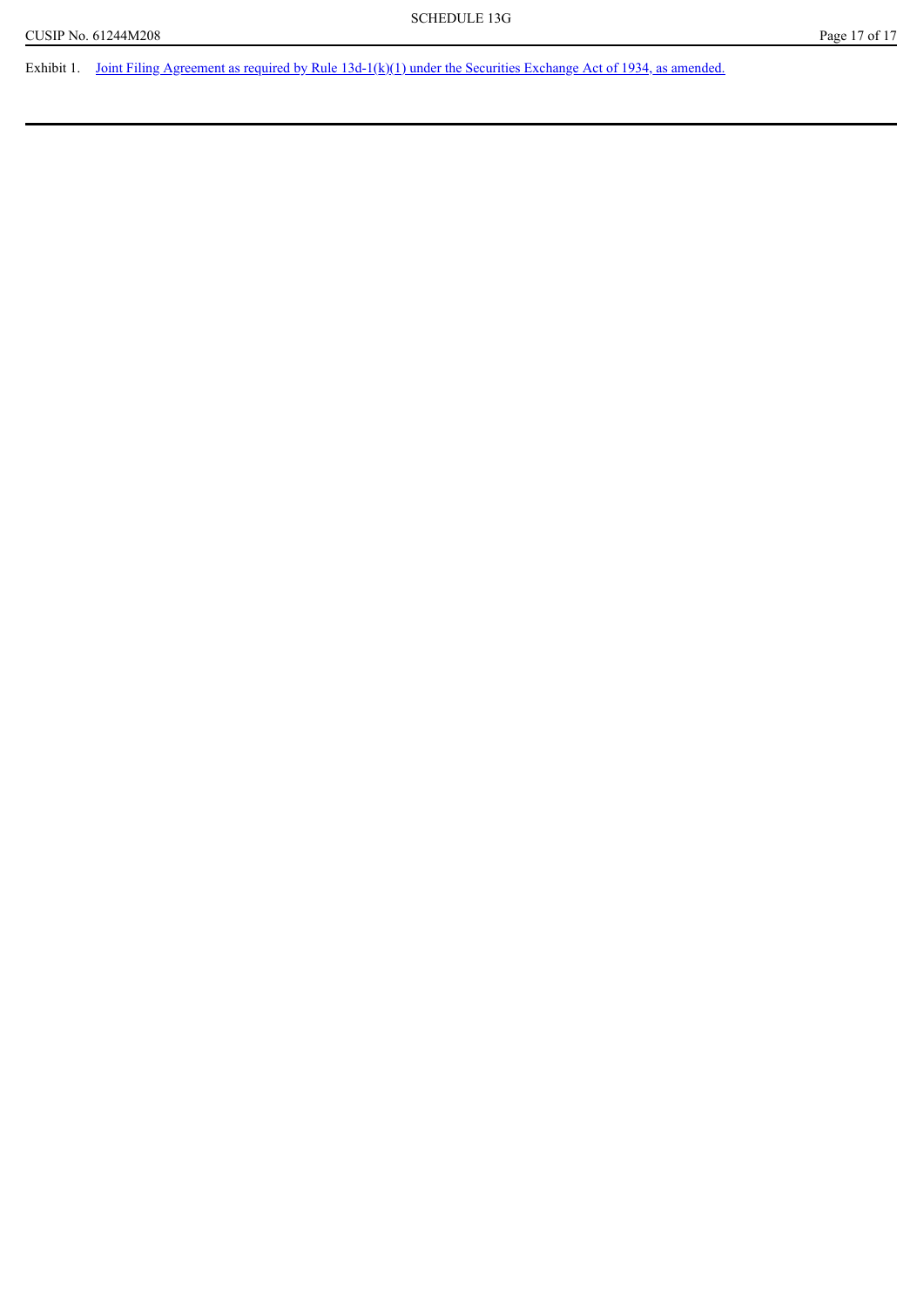Exhibit 1. Joint Filing Agreement as required by Rule 13d-1(k)(1) under the Securities Exchange Act of 1934, as amended.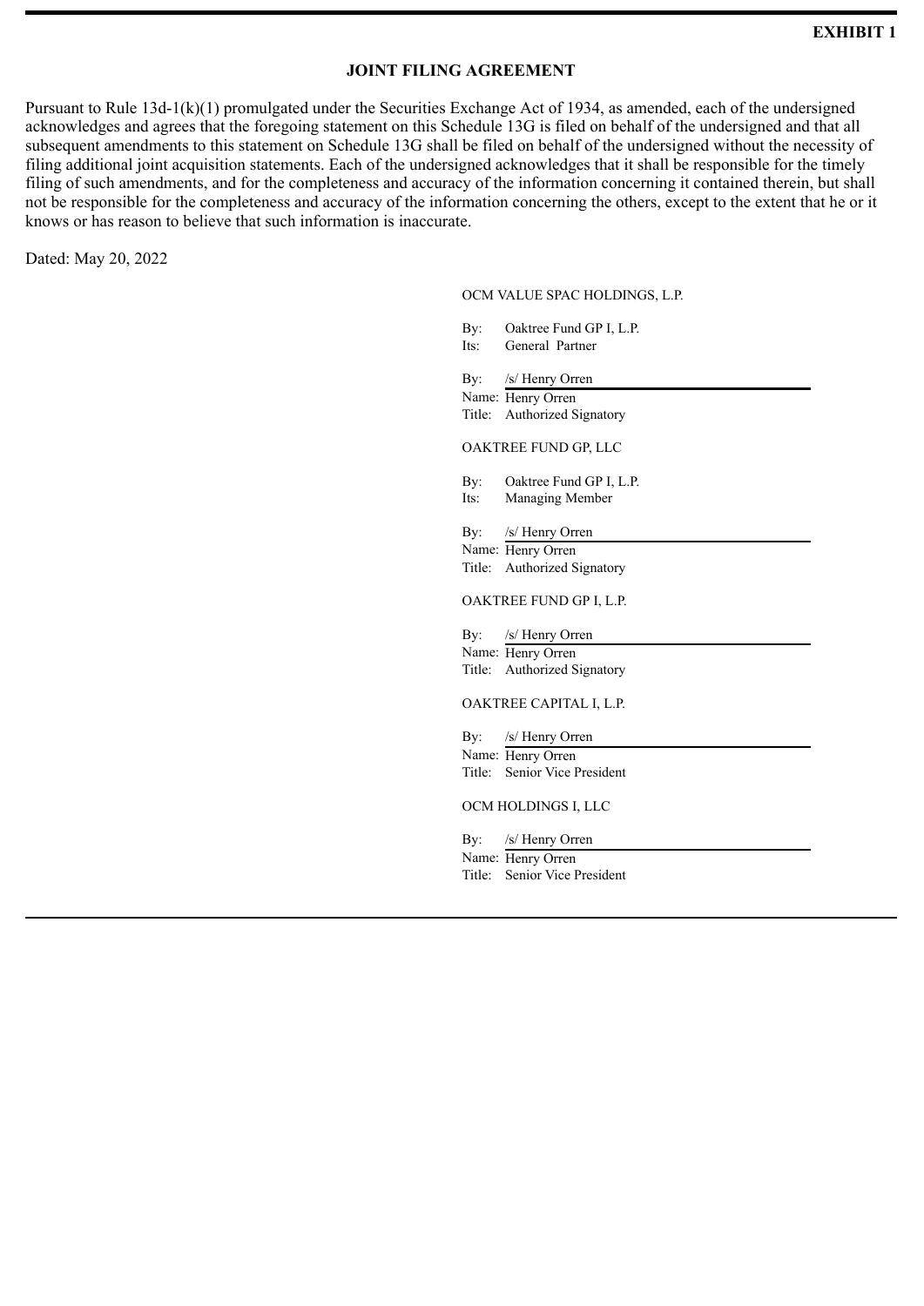**EXHIBIT 1**

**JOINT FILING AGREEMENT**

Pursuant to Rule 13d-1(k)(1) promulgated under the Securities Exchange Act of 1934, as amended, each of the undersigned acknowledges and agrees that the foregoing statement on this Schedule 13G is filed on behalf of the undersigned and that all subsequent amendments to this statement on Schedule 13G shall be filed on behalf of the undersigned without the necessity of filing additional joint acquisition statements. Each of the undersigned acknowledges that it shall be responsible for the timely filing of such amendments, and for the completeness and accuracy of the information concerning it contained therein, but shall not be responsible for the completeness and accuracy of the information concerning the others, except to the extent that he or it knows or has reason to believe that such information is inaccurate.

Dated: May 20, 2022

OCM VALUE SPAC HOLDINGS, L.P.

By: Oaktree Fund GP I, L.P.
Its: General Partner

By: /s/ Henry Orren
Name: Henry Orren
Title: Authorized Signatory

OAKTREE FUND GP, LLC

By: Oaktree Fund GP I, L.P.
Its: Managing Member

By: /s/ Henry Orren
Name: Henry Orren
Title: Authorized Signatory

OAKTREE FUND GP I, L.P.

By: /s/ Henry Orren
Name: Henry Orren
Title: Authorized Signatory

OAKTREE CAPITAL I, L.P.

By: /s/ Henry Orren
Name: Henry Orren
Title: Senior Vice President

OCM HOLDINGS I, LLC

By: /s/ Henry Orren
Name: Henry Orren
Title: Senior Vice President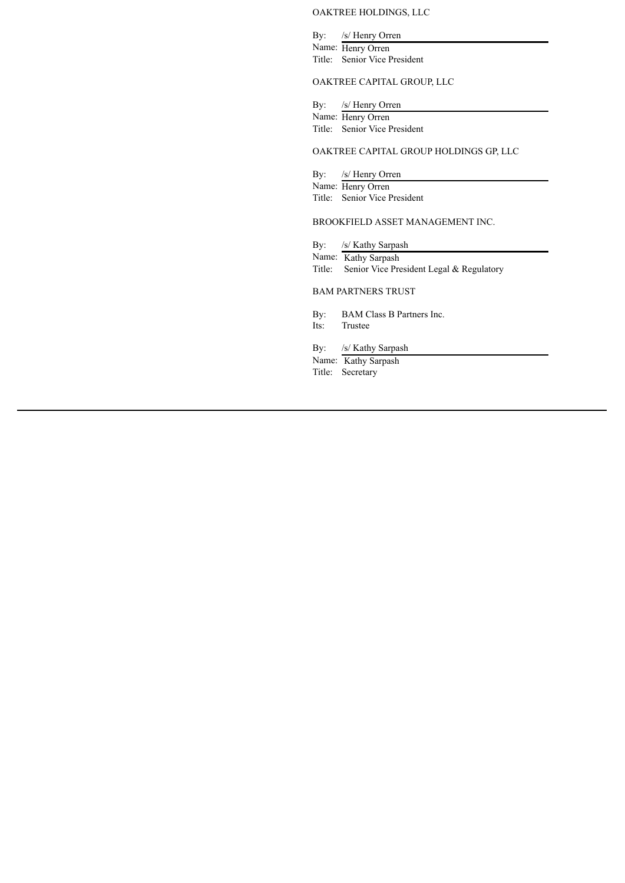OAKTREE HOLDINGS, LLC

By: /s/ Henry Orren
Name: Henry Orren
Title: Senior Vice President

OAKTREE CAPITAL GROUP, LLC

By: /s/ Henry Orren
Name: Henry Orren
Title: Senior Vice President

OAKTREE CAPITAL GROUP HOLDINGS GP, LLC

By: /s/ Henry Orren
Name: Henry Orren
Title: Senior Vice President

BROOKFIELD ASSET MANAGEMENT INC.

By: /s/ Kathy Sarpash
Name: Kathy Sarpash
Title: Senior Vice President Legal & Regulatory

BAM PARTNERS TRUST

By: BAM Class B Partners Inc.
Its: Trustee

By: /s/ Kathy Sarpash
Name: Kathy Sarpash
Title: Secretary